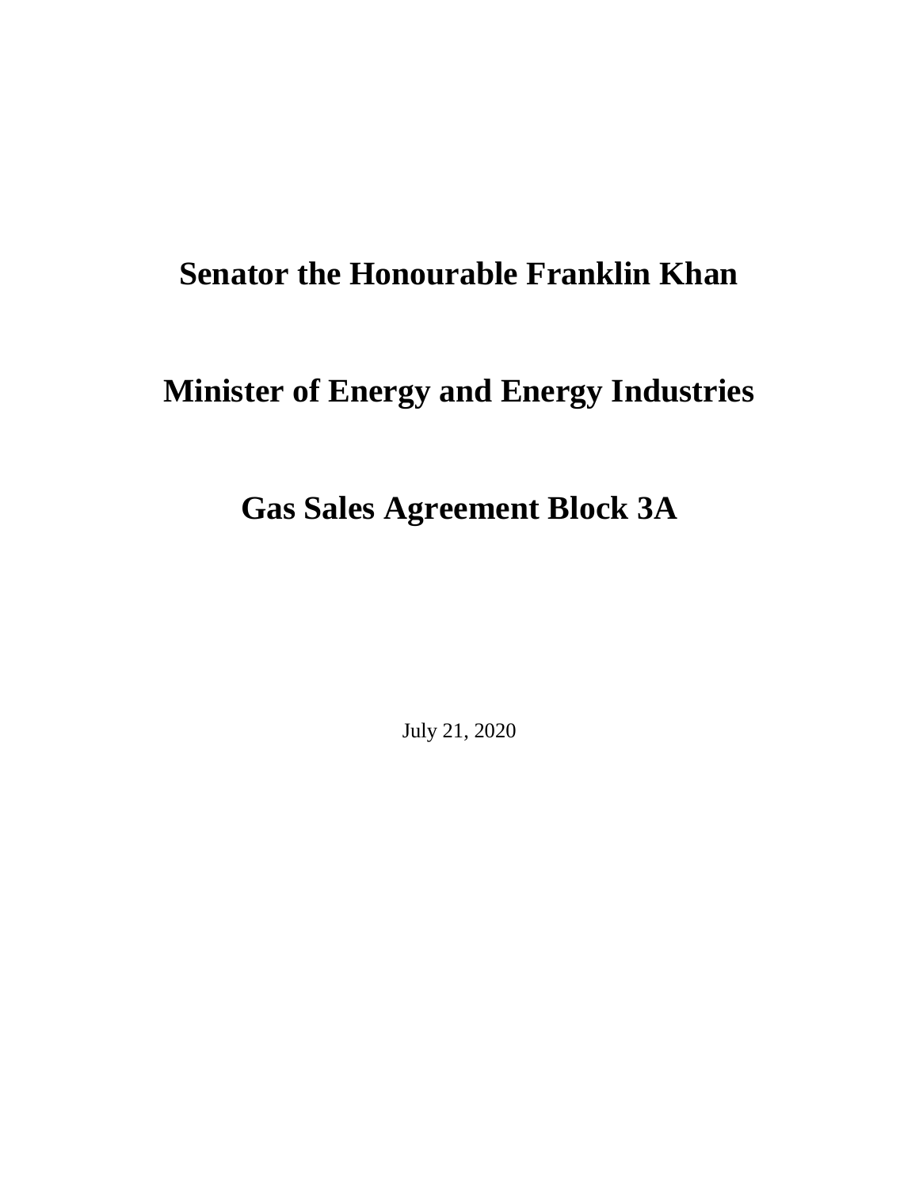# Senator the Honourable Franklin Khan

# Minister of Energy and Energy Industries

# Gas Sales Agreement Block 3A

July 21, 2020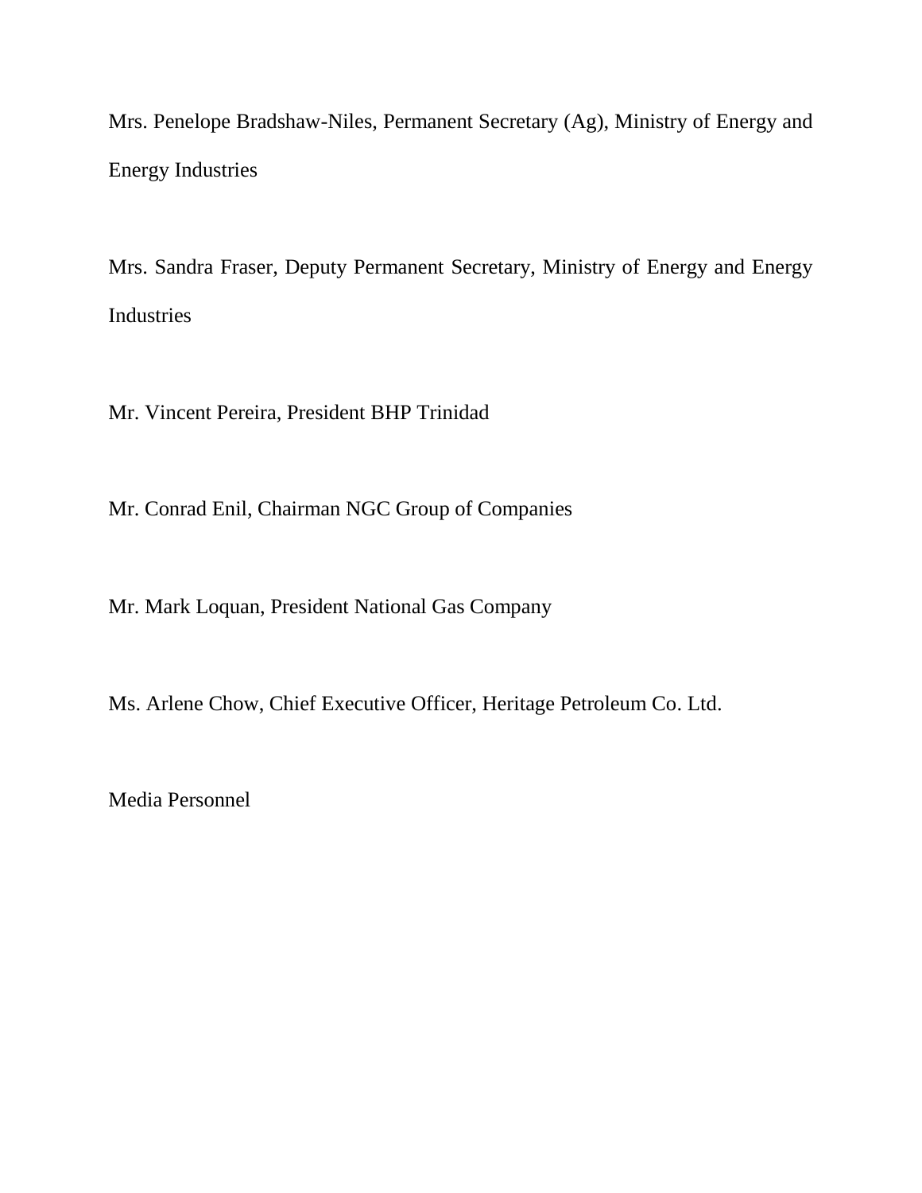Mrs. Penelope Bradshaw-Niles, Permanent Secretary (Ag), Ministry of Energy and Energy Industries

Mrs. Sandra Fraser, Deputy Permanent Secretary, Ministry of Energy and Energy Industries

Mr. Vincent Pereira, President BHP Trinidad

Mr. Conrad Enil, Chairman NGC Group of Companies

Mr. Mark Loquan, President National Gas Company

Ms. Arlene Chow, Chief Executive Officer, Heritage Petroleum Co. Ltd.

Media Personnel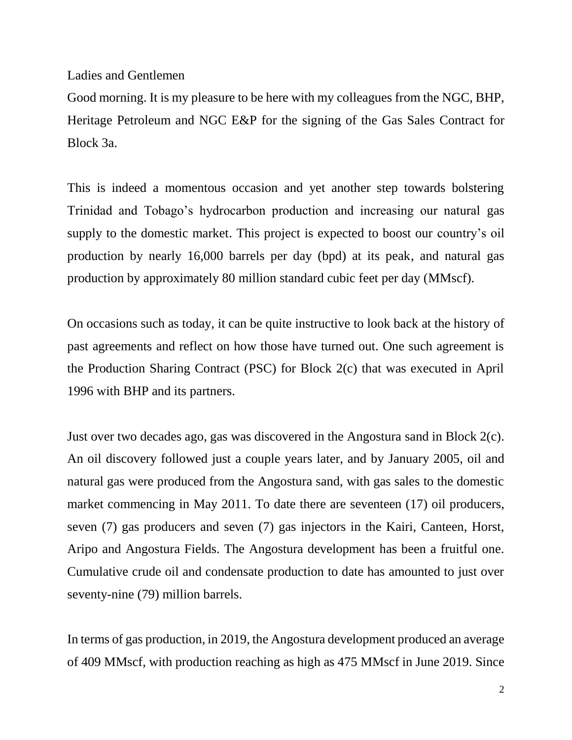Ladies and Gentlemen

Good morning. It is my pleasure to be here with my colleagues from the NGC, BHP, Heritage Petroleum and NGC E&P for the signing of the Gas Sales Contract for Block 3a.

This is indeed a momentous occasion and yet another step towards bolstering Trinidad and Tobago's hydrocarbon production and increasing our natural gas supply to the domestic market. This project is expected to boost our country's oil production by nearly 16,000 barrels per day (bpd) at its peak, and natural gas production by approximately 80 million standard cubic feet per day (MMscf).

On occasions such as today, it can be quite instructive to look back at the history of past agreements and reflect on how those have turned out. One such agreement is the Production Sharing Contract (PSC) for Block 2(c) that was executed in April 1996 with BHP and its partners.

Just over two decades ago, gas was discovered in the Angostura sand in Block 2(c). An oil discovery followed just a couple years later, and by January 2005, oil and natural gas were produced from the Angostura sand, with gas sales to the domestic market commencing in May 2011. To date there are seventeen (17) oil producers, seven (7) gas producers and seven (7) gas injectors in the Kairi, Canteen, Horst, Aripo and Angostura Fields. The Angostura development has been a fruitful one. Cumulative crude oil and condensate production to date has amounted to just over seventy-nine (79) million barrels.

In terms of gas production, in 2019, the Angostura development produced an average of 409 MMscf, with production reaching as high as 475 MMscf in June 2019. Since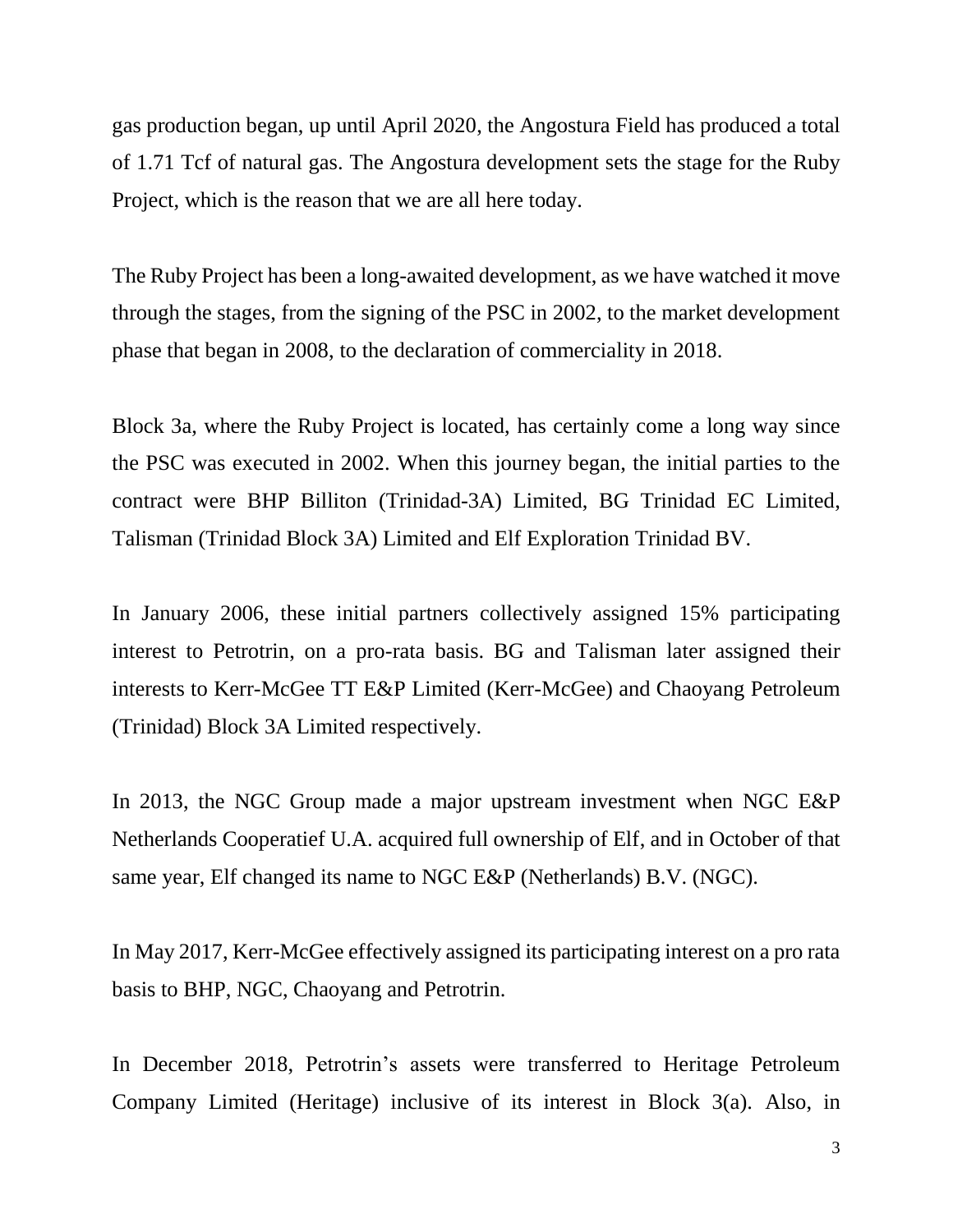gas production began, up until April 2020, the Angostura Field has produced a total of 1.71 Tcf of natural gas. The Angostura development sets the stage for the Ruby Project, which is the reason that we are all here today.

The Ruby Project has been a long-awaited development, as we have watched it move through the stages, from the signing of the PSC in 2002, to the market development phase that began in 2008, to the declaration of commerciality in 2018.

Block 3a, where the Ruby Project is located, has certainly come a long way since the PSC was executed in 2002. When this journey began, the initial parties to the contract were BHP Billiton (Trinidad-3A) Limited, BG Trinidad EC Limited, Talisman (Trinidad Block 3A) Limited and Elf Exploration Trinidad BV.

In January 2006, these initial partners collectively assigned 15% participating interest to Petrotrin, on a pro-rata basis. BG and Talisman later assigned their interests to Kerr-McGee TT E&P Limited (Kerr-McGee) and Chaoyang Petroleum (Trinidad) Block 3A Limited respectively.

In 2013, the NGC Group made a major upstream investment when NGC E&P Netherlands Cooperatief U.A. acquired full ownership of Elf, and in October of that same year, Elf changed its name to NGC E&P (Netherlands) B.V. (NGC).

In May 2017, Kerr-McGee effectively assigned its participating interest on a pro rata basis to BHP, NGC, Chaoyang and Petrotrin.

In December 2018, Petrotrin's assets were transferred to Heritage Petroleum Company Limited (Heritage) inclusive of its interest in Block 3(a). Also, in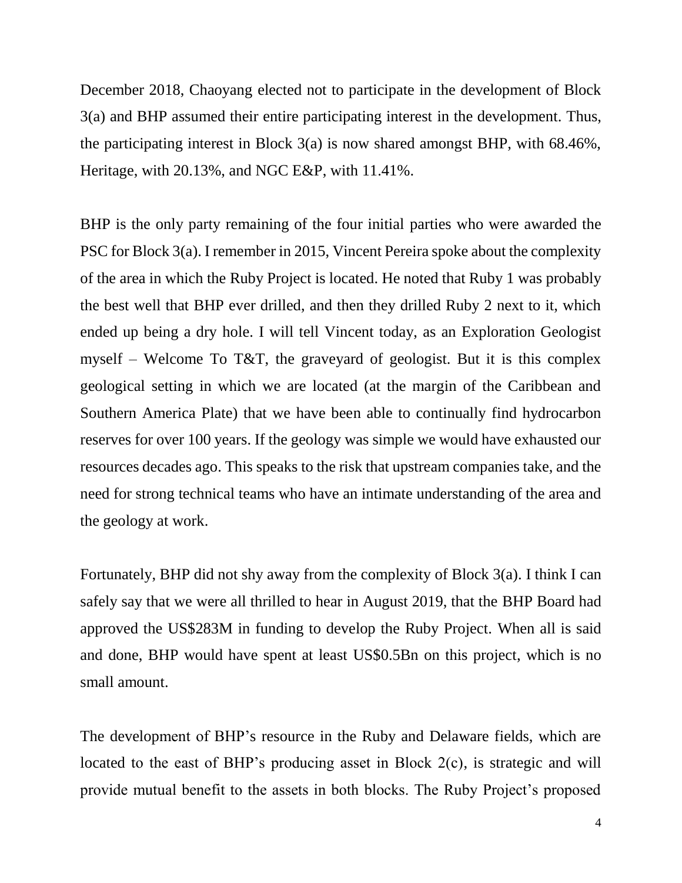December 2018, Chaoyang elected not to participate in the development of Block 3(a) and BHP assumed their entire participating interest in the development. Thus, the participating interest in Block 3(a) is now shared amongst BHP, with 68.46%, Heritage, with 20.13%, and NGC E&P, with 11.41%.

BHP is the only party remaining of the four initial parties who were awarded the PSC for Block 3(a). I remember in 2015, Vincent Pereira spoke about the complexity of the area in which the Ruby Project is located. He noted that Ruby 1 was probably the best well that BHP ever drilled, and then they drilled Ruby 2 next to it, which ended up being a dry hole. I will tell Vincent today, as an Exploration Geologist myself – Welcome To T&T, the graveyard of geologist. But it is this complex geological setting in which we are located (at the margin of the Caribbean and Southern America Plate) that we have been able to continually find hydrocarbon reserves for over 100 years. If the geology was simple we would have exhausted our resources decades ago. This speaks to the risk that upstream companies take, and the need for strong technical teams who have an intimate understanding of the area and the geology at work.

Fortunately, BHP did not shy away from the complexity of Block 3(a). I think I can safely say that we were all thrilled to hear in August 2019, that the BHP Board had approved the US$283M in funding to develop the Ruby Project. When all is said and done, BHP would have spent at least US$0.5Bn on this project, which is no small amount.

The development of BHP's resource in the Ruby and Delaware fields, which are located to the east of BHP's producing asset in Block 2(c), is strategic and will provide mutual benefit to the assets in both blocks. The Ruby Project's proposed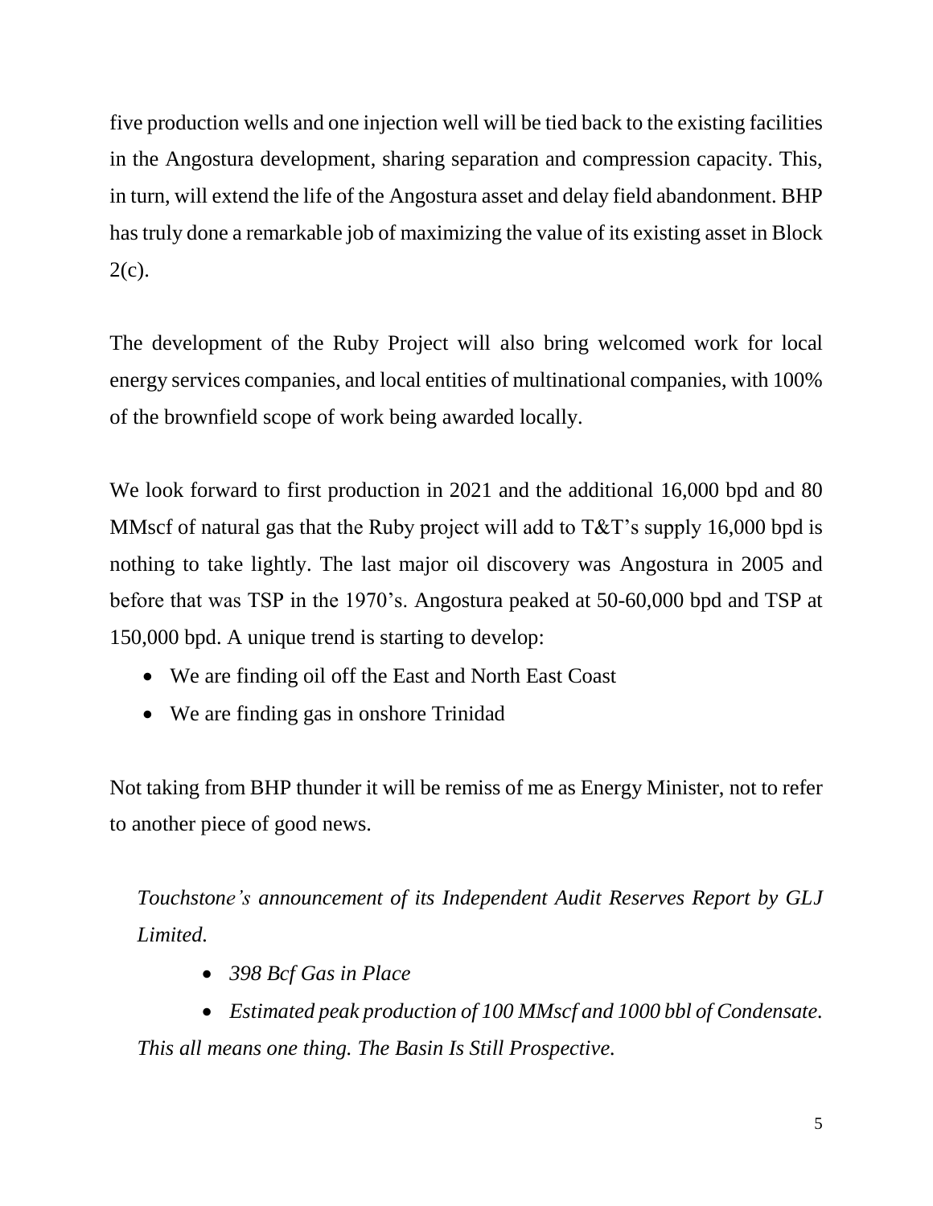five production wells and one injection well will be tied back to the existing facilities in the Angostura development, sharing separation and compression capacity. This, in turn, will extend the life of the Angostura asset and delay field abandonment. BHP has truly done a remarkable job of maximizing the value of its existing asset in Block 2(c).

The development of the Ruby Project will also bring welcomed work for local energy services companies, and local entities of multinational companies, with 100% of the brownfield scope of work being awarded locally.

We look forward to first production in 2021 and the additional 16,000 bpd and 80 MMscf of natural gas that the Ruby project will add to T&T's supply 16,000 bpd is nothing to take lightly. The last major oil discovery was Angostura in 2005 and before that was TSP in the 1970's. Angostura peaked at 50-60,000 bpd and TSP at 150,000 bpd. A unique trend is starting to develop:

- We are finding oil off the East and North East Coast
- We are finding gas in onshore Trinidad

Not taking from BHP thunder it will be remiss of me as Energy Minister, not to refer to another piece of good news.

*Touchstone's announcement of its Independent Audit Reserves Report by GLJ Limited.*

- *398 Bcf Gas in Place*
- *Estimated peak production of 100 MMscf and 1000 bbl of Condensate.*

*This all means one thing. The Basin Is Still Prospective.*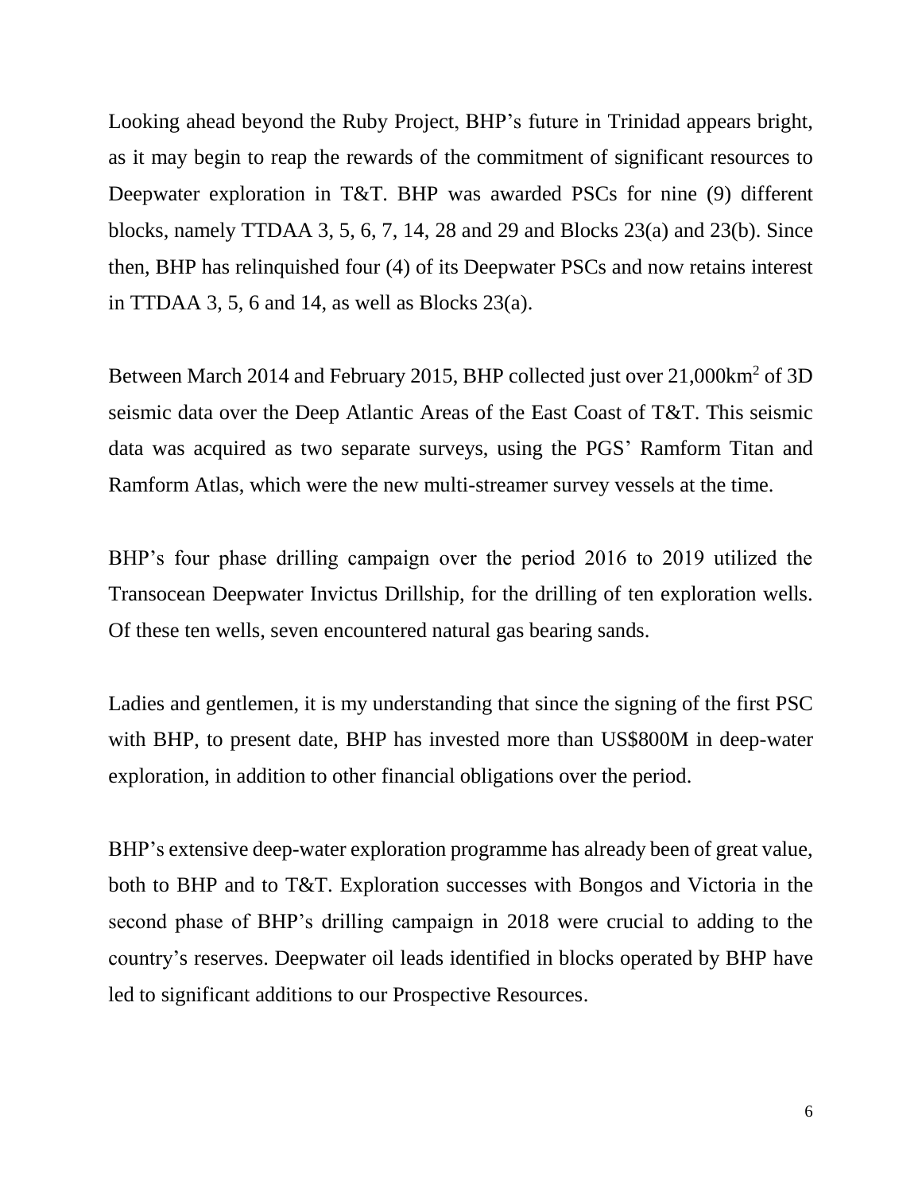Looking ahead beyond the Ruby Project, BHP's future in Trinidad appears bright, as it may begin to reap the rewards of the commitment of significant resources to Deepwater exploration in T&T. BHP was awarded PSCs for nine (9) different blocks, namely TTDAA 3, 5, 6, 7, 14, 28 and 29 and Blocks 23(a) and 23(b). Since then, BHP has relinquished four (4) of its Deepwater PSCs and now retains interest in TTDAA 3, 5, 6 and 14, as well as Blocks 23(a).

Between March 2014 and February 2015, BHP collected just over 21,000km$^2$ of 3D seismic data over the Deep Atlantic Areas of the East Coast of T&T. This seismic data was acquired as two separate surveys, using the PGS' Ramform Titan and Ramform Atlas, which were the new multi-streamer survey vessels at the time.

BHP's four phase drilling campaign over the period 2016 to 2019 utilized the Transocean Deepwater Invictus Drillship, for the drilling of ten exploration wells. Of these ten wells, seven encountered natural gas bearing sands.

Ladies and gentlemen, it is my understanding that since the signing of the first PSC with BHP, to present date, BHP has invested more than US$800M in deep-water exploration, in addition to other financial obligations over the period.

BHP's extensive deep-water exploration programme has already been of great value, both to BHP and to T&T. Exploration successes with Bongos and Victoria in the second phase of BHP's drilling campaign in 2018 were crucial to adding to the country's reserves. Deepwater oil leads identified in blocks operated by BHP have led to significant additions to our Prospective Resources.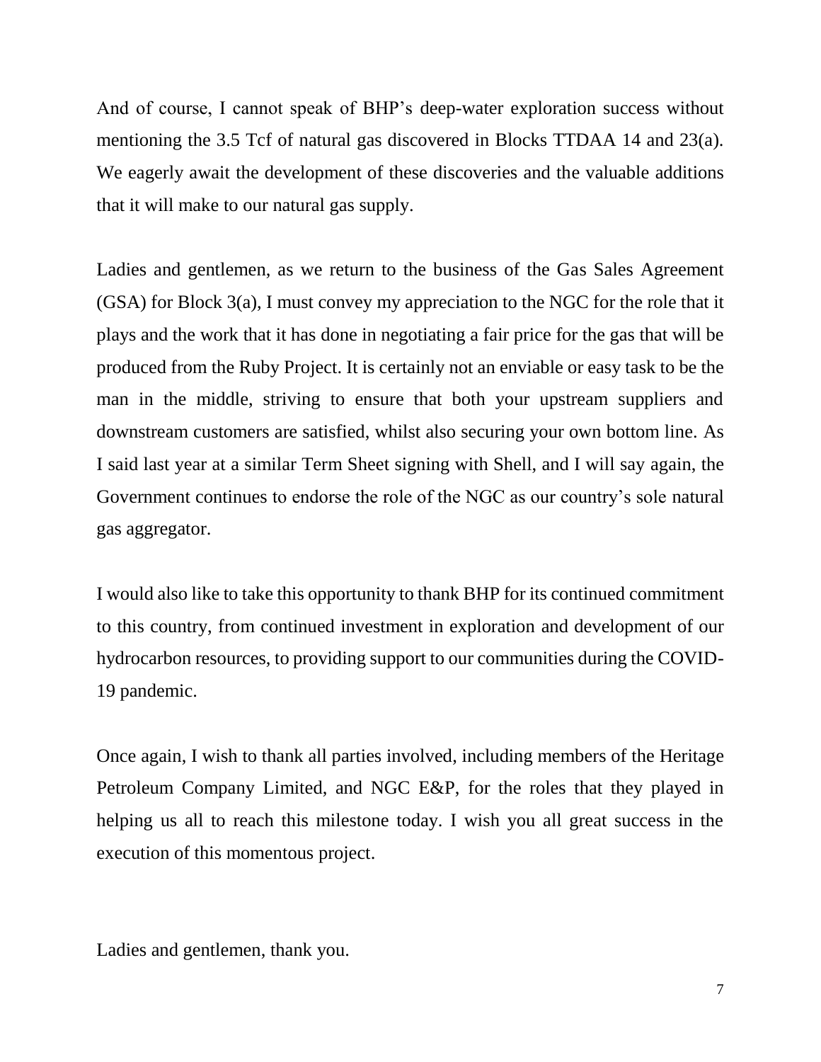And of course, I cannot speak of BHP's deep-water exploration success without mentioning the 3.5 Tcf of natural gas discovered in Blocks TTDAA 14 and 23(a). We eagerly await the development of these discoveries and the valuable additions that it will make to our natural gas supply.

Ladies and gentlemen, as we return to the business of the Gas Sales Agreement (GSA) for Block 3(a), I must convey my appreciation to the NGC for the role that it plays and the work that it has done in negotiating a fair price for the gas that will be produced from the Ruby Project. It is certainly not an enviable or easy task to be the man in the middle, striving to ensure that both your upstream suppliers and downstream customers are satisfied, whilst also securing your own bottom line. As I said last year at a similar Term Sheet signing with Shell, and I will say again, the Government continues to endorse the role of the NGC as our country's sole natural gas aggregator.

I would also like to take this opportunity to thank BHP for its continued commitment to this country, from continued investment in exploration and development of our hydrocarbon resources, to providing support to our communities during the COVID-19 pandemic.

Once again, I wish to thank all parties involved, including members of the Heritage Petroleum Company Limited, and NGC E&P, for the roles that they played in helping us all to reach this milestone today. I wish you all great success in the execution of this momentous project.

Ladies and gentlemen, thank you.